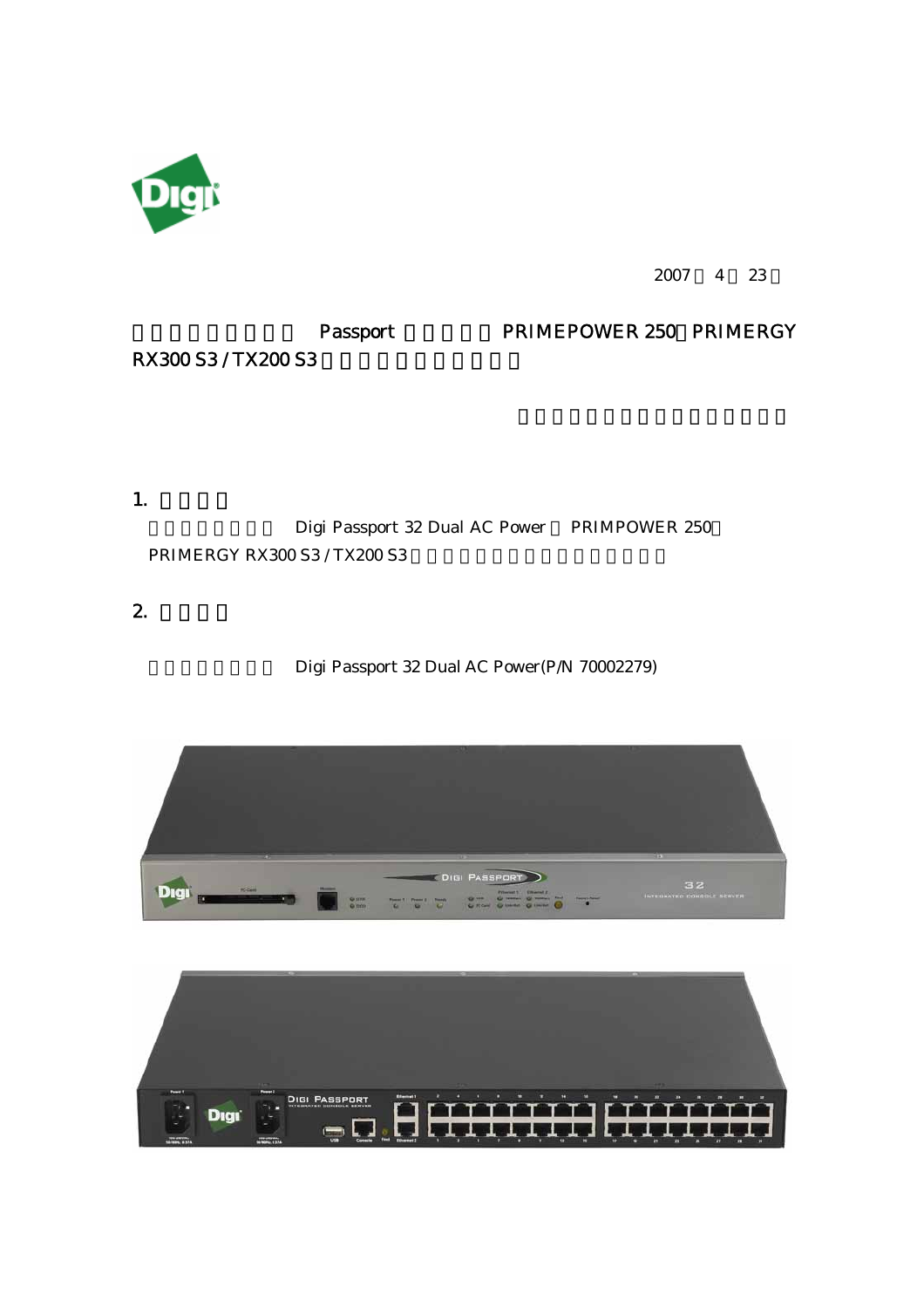2007 4 23

Passport PRIMEPOWER 250 PRIMERGY RX300 S3 / TX200 S3

## 1.

Digi Passport 32 Dual AC Power PRIMPOWER 250 PRIMERGY RX300 S3 / TX200 S3

## 2.

Digi Passport 32 Dual AC Power(P/N 70002279)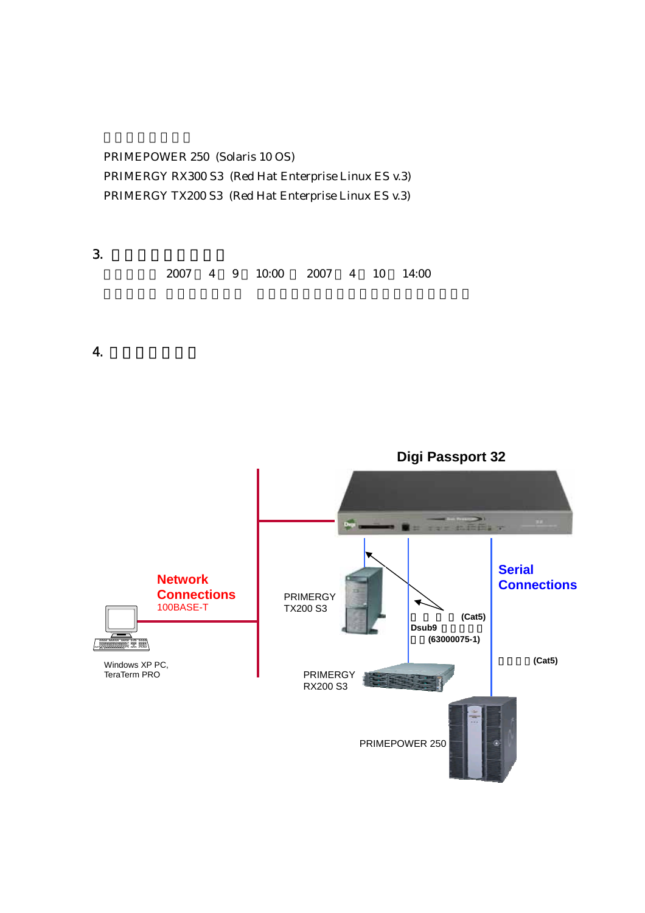PRIMEPOWER 250 (Solaris 10 OS)
PRIMERGY RX300 S3 (Red Hat Enterprise Linux ES v.3)
PRIMERGY TX200 S3 (Red Hat Enterprise Linux ES v.3)

## 3.

2007 4 9 10:00 2007 4 10 14:00

## 4.

Digi Passport 32

Network Connections
100BASE-T

Serial Connections

PRIMERGY TX200 S3

(Cat5)
Dsub9
(63000075-1)

(Cat5)

PRIMERGY RX200 S3

PRIMEPOWER 250

Windows XP PC,
TeraTerm PRO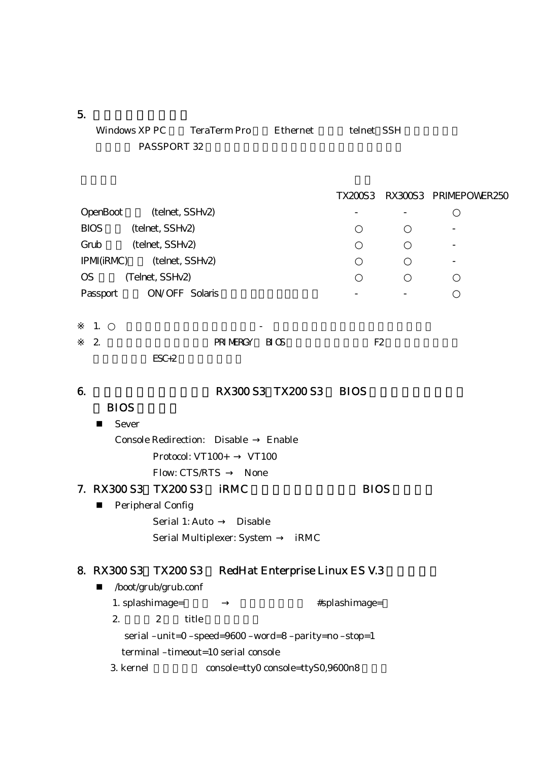5.

Windows XP PC　TeraTerm Pro　Ethernet　telnet SSH

PASSPORT 32

| | TX200S3 | RX300S3 | PRIMEPOWER250 |
|---|---|---|---|
| OpenBoot (telnet, SSHv2) | - | - | ○ |
| BIOS (telnet, SSHv2) | ○ | ○ | - |
| Grub (telnet, SSHv2) | ○ | ○ | - |
| IPMI(iRMC) (telnet, SSHv2) | ○ | ○ | - |
| OS (Telnet, SSHv2) | ○ | ○ | ○ |
| Passport ON/OFF Solaris | - | - | ○ |

※ 1. ○　-

※ 2. PRIMERGY BIOS F2 ESC+2

## 6. RX300 S3 TX200 S3 BIOS

BIOS

- Sever

  Console Redirection: Disable → Enable

  Protocol: VT100+ → VT100

  Flow: CTS/RTS → None

## 7. RX300 S3 TX200 S3 iRMC BIOS

- Peripheral Config

  Serial 1: Auto → Disable

  Serial Multiplexer: System → iRMC

## 8. RX300 S3 TX200 S3 RedHat Enterprise Linux ES V.3

- /boot/grub/grub.conf

  1. splashimage= → #splashimage=

  2. 2 title

     serial –unit=0 –speed=9600 –word=8 –parity=no –stop=1

     terminal –timeout=10 serial console

  3. kernel console=tty0 console=ttyS0,9600n8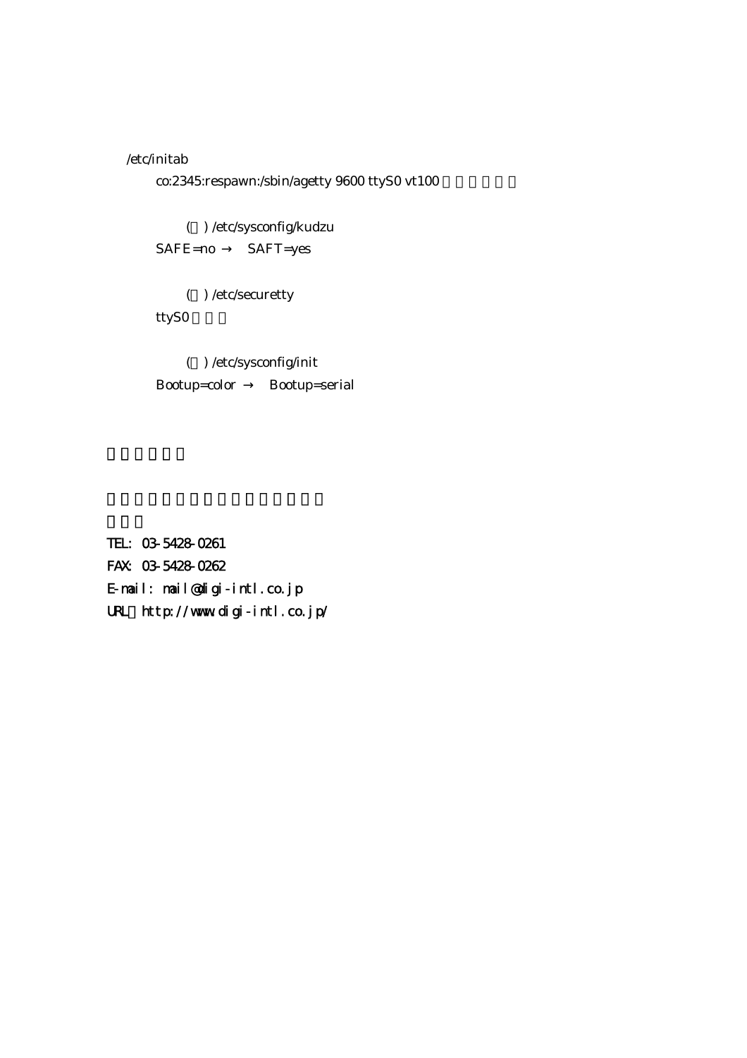/etc/initab

co:2345:respawn:/sbin/agetty 9600 ttyS0 vt100

( ) /etc/sysconfig/kudzu

SAFE=no → SAFT=yes

( ) /etc/securetty

ttyS0

( ) /etc/sysconfig/init

Bootup=color → Bootup=serial

TEL: 03-5428-0261

FAX: 03-5428-0262

E-mail: mail@digi-intl.co.jp

URL http://www.digi-intl.co.jp/